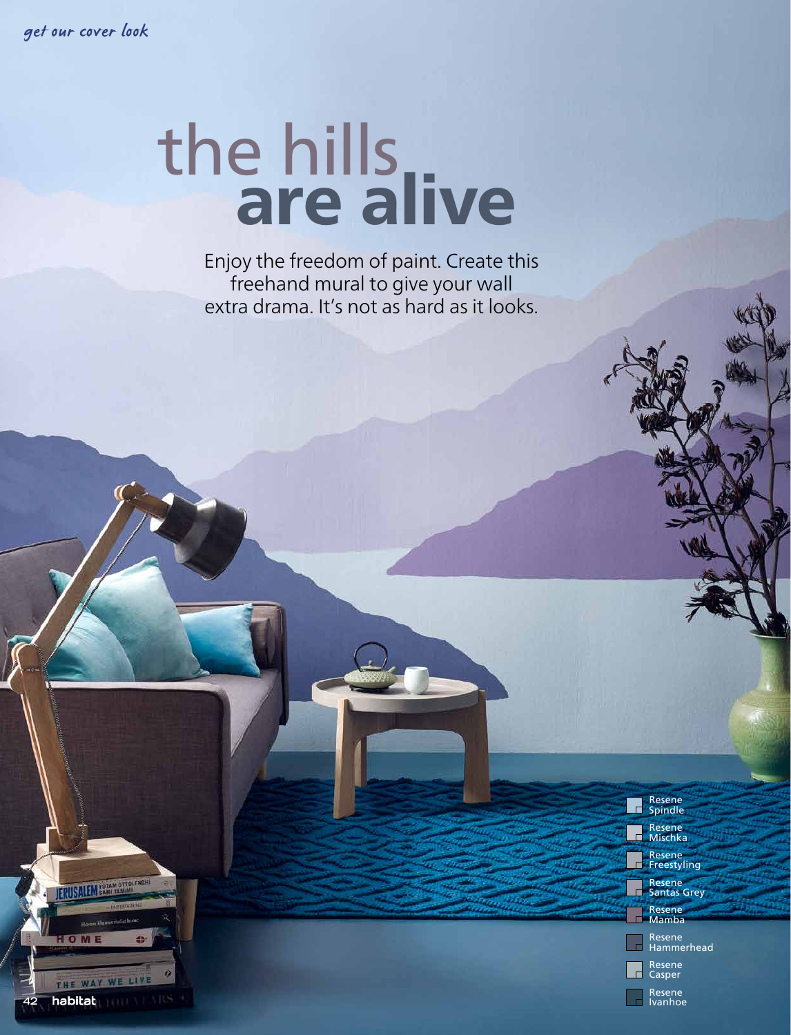*get our cover look*

# the hills **are alive**

Enjoy the freedom of paint. Create this freehand mural to give your wall extra drama. It's not as hard as it looks.

Resene Spindle
Resene Mischka
Resene Freestyling
Resene Santas Grey
Resene Mamba
Resene Hammerhead
Resene Casper
Resene Ivanhoe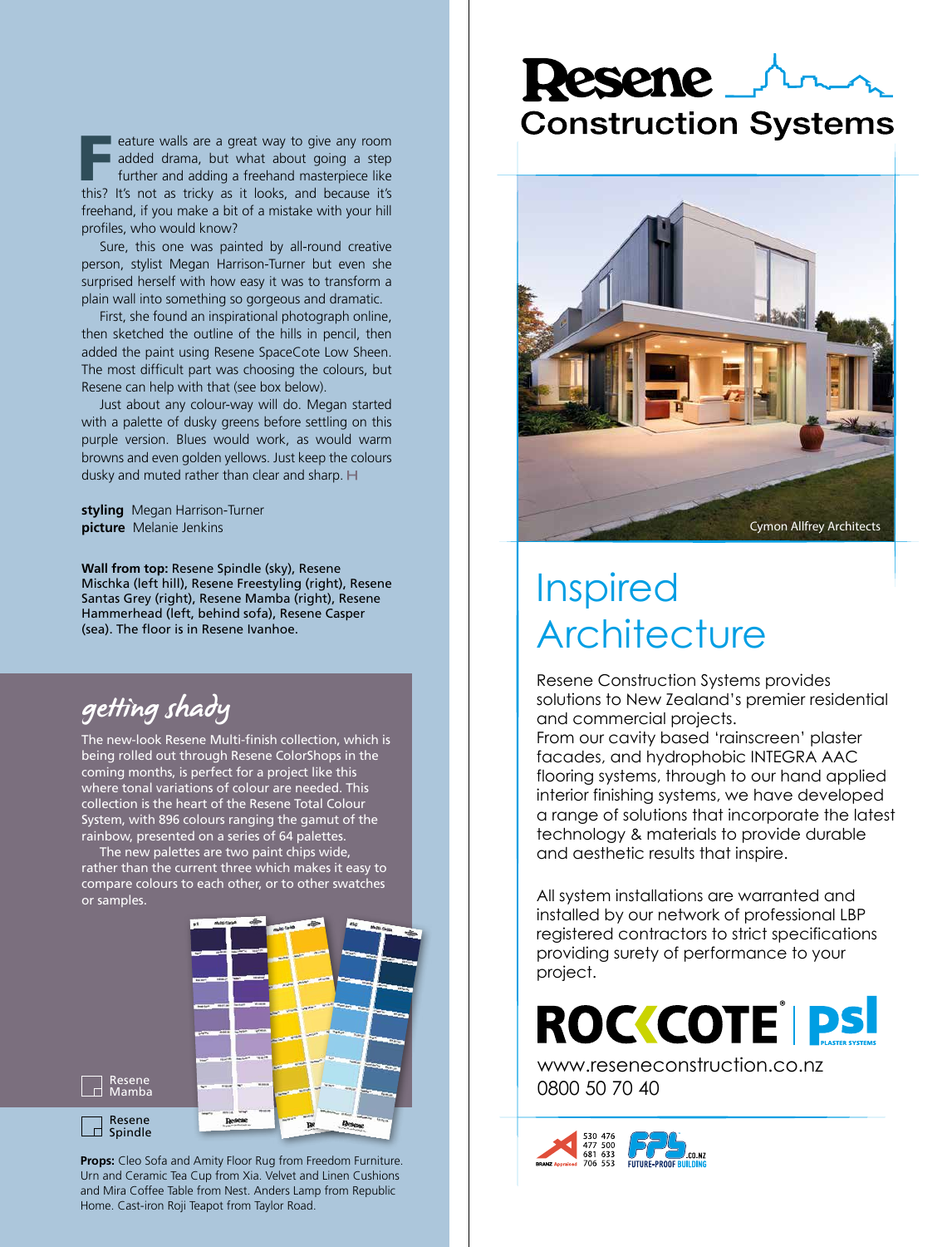Feature walls are a great way to give any room added drama, but what about going a step further and adding a freehand masterpiece like this? It's not as tricky as it looks, and because it's freehand, if you make a bit of a mistake with your hill profiles, who would know?

Sure, this one was painted by all-round creative person, stylist Megan Harrison-Turner but even she surprised herself with how easy it was to transform a plain wall into something so gorgeous and dramatic.

First, she found an inspirational photograph online, then sketched the outline of the hills in pencil, then added the paint using Resene SpaceCote Low Sheen. The most difficult part was choosing the colours, but Resene can help with that (see box below).

Just about any colour-way will do. Megan started with a palette of dusky greens before settling on this purple version. Blues would work, as would warm browns and even golden yellows. Just keep the colours dusky and muted rather than clear and sharp.

**styling** Megan Harrison-Turner
**picture** Melanie Jenkins

**Wall from top:** Resene Spindle (sky), Resene Mischka (left hill), Resene Freestyling (right), Resene Santas Grey (right), Resene Mamba (right), Resene Hammerhead (left, behind sofa), Resene Casper (sea). The floor is in Resene Ivanhoe.

## getting shady

The new-look Resene Multi-finish collection, which is being rolled out through Resene ColorShops in the coming months, is perfect for a project like this where tonal variations of colour are needed. This collection is the heart of the Resene Total Colour System, with 896 colours ranging the gamut of the rainbow, presented on a series of 64 palettes.

The new palettes are two paint chips wide, rather than the current three which makes it easy to compare colours to each other, or to other swatches or samples.

Resene Mamba

Resene Spindle

**Props:** Cleo Sofa and Amity Floor Rug from Freedom Furniture. Urn and Ceramic Tea Cup from Xia. Velvet and Linen Cushions and Mira Coffee Table from Nest. Anders Lamp from Republic Home. Cast-iron Roji Teapot from Taylor Road.

# Resene Construction Systems

Cymon Allfrey Architects

## Inspired Architecture

Resene Construction Systems provides solutions to New Zealand's premier residential and commercial projects.
From our cavity based 'rainscreen' plaster facades, and hydrophobic INTEGRA AAC flooring systems, through to our hand applied interior finishing systems, we have developed a range of solutions that incorporate the latest technology & materials to provide durable and aesthetic results that inspire.

All system installations are warranted and installed by our network of professional LBP registered contractors to strict specifications providing surety of performance to your project.

ROCKCOTE | psl PLASTER SYSTEMS

www.reseneconstruction.co.nz
0800 50 70 40

BRANZ Appraised 530 476 477 500 681 633 706 553

FUTURE-PROOF BUILDING .CO.NZ